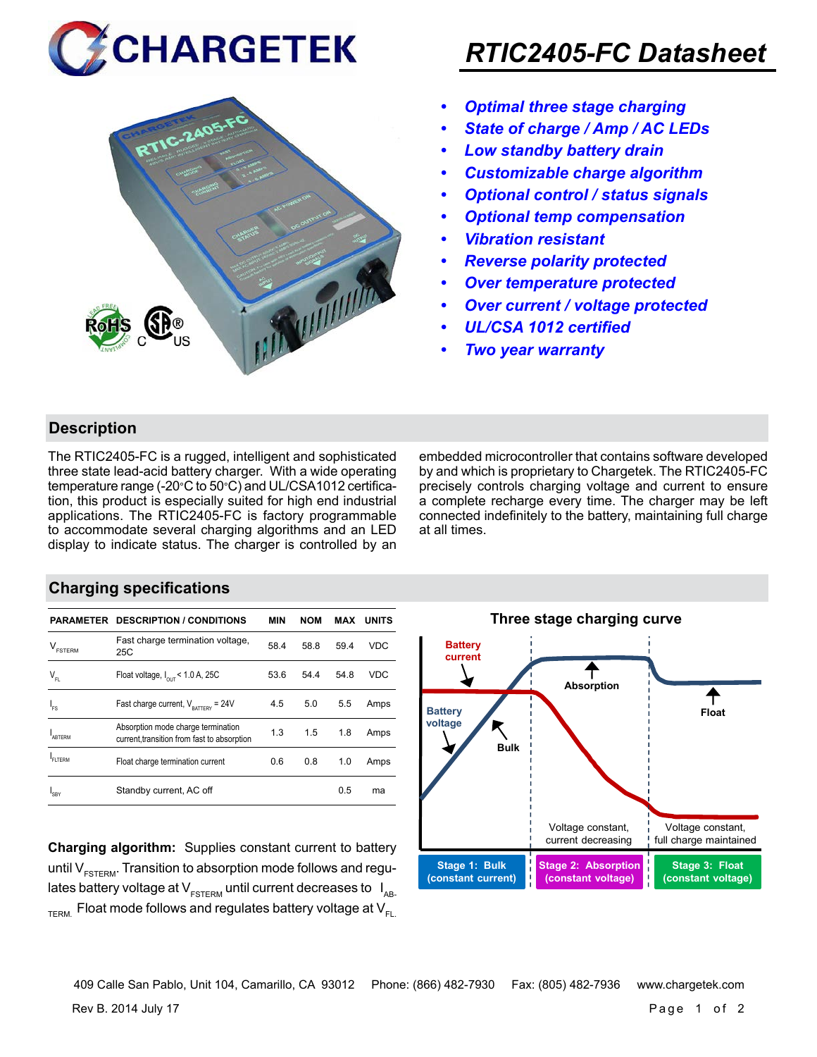# CHARGETEK

# RTIC2405-FC Datasheet

- *Optimal three stage charging*
- *State of charge / Amp / AC LEDs*
- *Low standby battery drain*
- *Customizable charge algorithm*
- *Optional control / status signals*
- *Optional temp compensation*
- *Vibration resistant*
- *Reverse polarity protected*
- *Over temperature protected*
- *Over current / voltage protected*
- *UL/CSA 1012 certified*
- *Two year warranty*

## Description

The RTIC2405-FC is a rugged, intelligent and sophisticated three state lead-acid battery charger. With a wide operating temperature range (-20°C to 50°C) and UL/CSA1012 certification, this product is especially suited for high end industrial applications. The RTIC2405-FC is factory programmable to accommodate several charging algorithms and an LED display to indicate status. The charger is controlled by an embedded microcontroller that contains software developed by and which is proprietary to Chargetek. The RTIC2405-FC precisely controls charging voltage and current to ensure a complete recharge every time. The charger may be left connected indefinitely to the battery, maintaining full charge at all times.

## Charging specifications

| PARAMETER | DESCRIPTION / CONDITIONS | MIN | NOM | MAX | UNITS |
|---|---|---|---|---|---|
| $V_{FSTERM}$ | Fast charge termination voltage, 25C | 58.4 | 58.8 | 59.4 | VDC |
| $V_{FL}$ | Float voltage, $I_{OUT}$ < 1.0 A, 25C | 53.6 | 54.4 | 54.8 | VDC |
| $I_{FS}$ | Fast charge current, $V_{BATTERY}$ = 24V | 4.5 | 5.0 | 5.5 | Amps |
| $I_{ABTERM}$ | Absorption mode charge termination current,transition from fast to absorption | 1.3 | 1.5 | 1.8 | Amps |
| $I_{FLTERM}$ | Float charge termination current | 0.6 | 0.8 | 1.0 | Amps |
| $I_{SBY}$ | Standby current, AC off | | | 0.5 | ma |

**Charging algorithm:** Supplies constant current to battery until $V_{FSTERM}$. Transition to absorption mode follows and regulates battery voltage at $V_{FSTERM}$ until current decreases to $I_{AB\text{-}TERM}$. Float mode follows and regulates battery voltage at $V_{FL}$.

**Three stage charging curve**

Battery current; Battery voltage; Bulk; Absorption; Float

Voltage constant, current decreasing | Voltage constant, full charge maintained

Stage 1: Bulk (constant current) | Stage 2: Absorption (constant voltage) | Stage 3: Float (constant voltage)

409 Calle San Pablo, Unit 104, Camarillo, CA 93012   Phone: (866) 482-7930   Fax: (805) 482-7936   www.chargetek.com

Rev B. 2014 July 17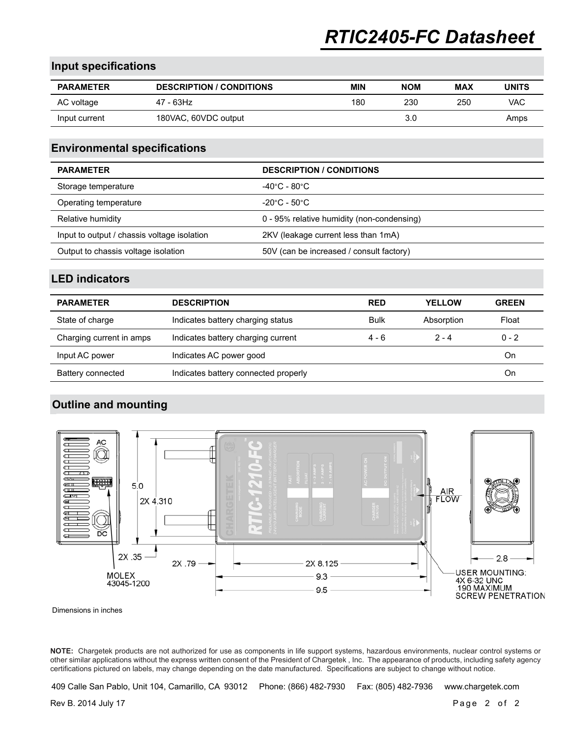# RTIC2405-FC Datasheet

## Input specifications

| PARAMETER | DESCRIPTION / CONDITIONS | MIN | NOM | MAX | UNITS |
|---|---|---|---|---|---|
| AC voltage | 47 - 63Hz | 180 | 230 | 250 | VAC |
| Input current | 180VAC, 60VDC output | | 3.0 | | Amps |

## Environmental specifications

| PARAMETER | DESCRIPTION / CONDITIONS |
|---|---|
| Storage temperature | -40°C - 80°C |
| Operating temperature | -20°C - 50°C |
| Relative humidity | 0 - 95% relative humidity (non-condensing) |
| Input to output / chassis voltage isolation | 2KV (leakage current less than 1mA) |
| Output to chassis voltage isolation | 50V (can be increased / consult factory) |

## LED indicators

| PARAMETER | DESCRIPTION | RED | YELLOW | GREEN |
|---|---|---|---|---|
| State of charge | Indicates battery charging status | Bulk | Absorption | Float |
| Charging current in amps | Indicates battery charging current | 4 - 6 | 2 - 4 | 0 - 2 |
| Input AC power | Indicates AC power good | | | On |
| Battery connected | Indicates battery connected properly | | | On |

## Outline and mounting

AC
DC
MOLEX 43045-1200
5.0
2X 4.310
2X .35
2X .79
2X 8.125
9.3
9.5
AIR FLOW
2.8
USER MOUNTING: 4X 6-32 UNC .190 MAXIMUM SCREW PENETRATION

Dimensions in inches

**NOTE:** Chargetek products are not authorized for use as components in life support systems, hazardous environments, nuclear control systems or other similar applications without the express written consent of the President of Chargetek , Inc. The appearance of products, including safety agency certifications pictured on labels, may change depending on the date manufactured. Specifications are subject to change without notice.

409 Calle San Pablo, Unit 104, Camarillo, CA 93012 Phone: (866) 482-7930 Fax: (805) 482-7936 www.chargetek.com

Rev B. 2014 July 17